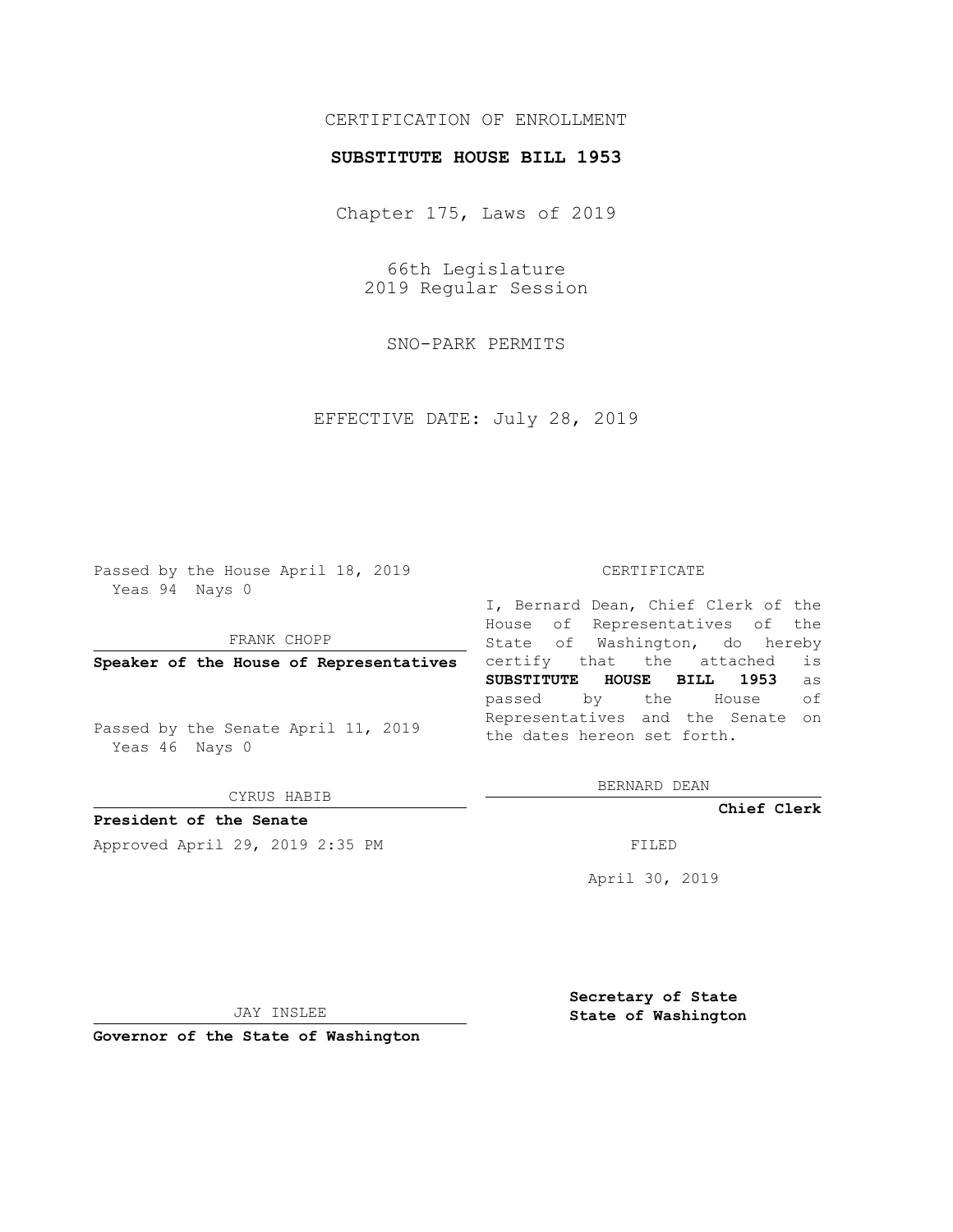CERTIFICATION OF ENROLLMENT

**SUBSTITUTE HOUSE BILL 1953**

Chapter 175, Laws of 2019

66th Legislature
2019 Regular Session

SNO-PARK PERMITS

EFFECTIVE DATE: July 28, 2019

Passed by the House April 18, 2019
Yeas 94 Nays 0

FRANK CHOPP

**Speaker of the House of Representatives**

Passed by the Senate April 11, 2019
Yeas 46 Nays 0

CYRUS HABIB

**President of the Senate**

Approved April 29, 2019 2:35 PM

JAY INSLEE

**Governor of the State of Washington**

CERTIFICATE

I, Bernard Dean, Chief Clerk of the House of Representatives of the State of Washington, do hereby certify that the attached is **SUBSTITUTE HOUSE BILL 1953** as passed by the House of Representatives and the Senate on the dates hereon set forth.

BERNARD DEAN

**Chief Clerk**

FILED

April 30, 2019

**Secretary of State**
**State of Washington**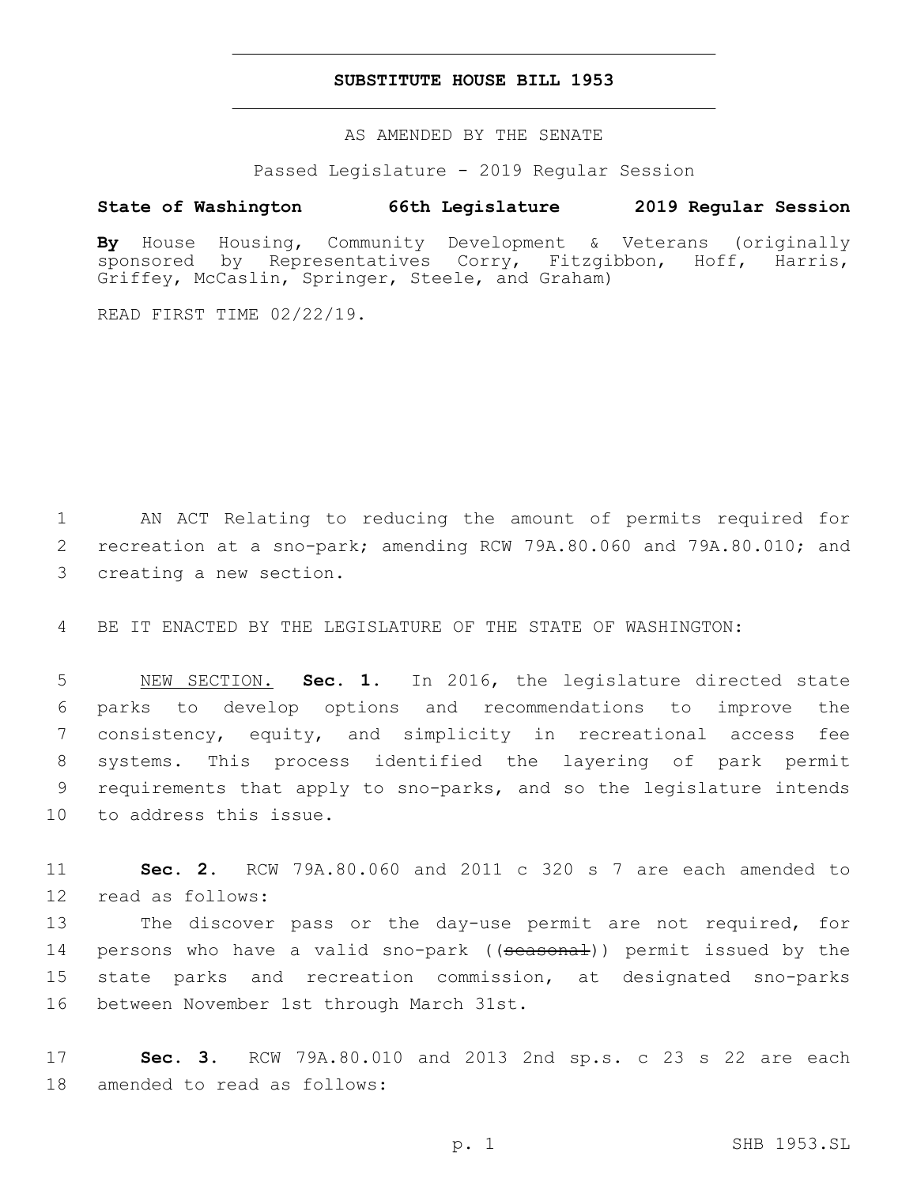# SUBSTITUTE HOUSE BILL 1953

AS AMENDED BY THE SENATE

Passed Legislature - 2019 Regular Session

**State of Washington 66th Legislature 2019 Regular Session**

**By** House Housing, Community Development & Veterans (originally sponsored by Representatives Corry, Fitzgibbon, Hoff, Harris, Griffey, McCaslin, Springer, Steele, and Graham)

READ FIRST TIME 02/22/19.

1 AN ACT Relating to reducing the amount of permits required for 2 recreation at a sno-park; amending RCW 79A.80.060 and 79A.80.010; and 3 creating a new section.

4 BE IT ENACTED BY THE LEGISLATURE OF THE STATE OF WASHINGTON:

5 NEW SECTION. **Sec. 1.** In 2016, the legislature directed state 6 parks to develop options and recommendations to improve the 7 consistency, equity, and simplicity in recreational access fee 8 systems. This process identified the layering of park permit 9 requirements that apply to sno-parks, and so the legislature intends 10 to address this issue.

11 **Sec. 2.** RCW 79A.80.060 and 2011 c 320 s 7 are each amended to 12 read as follows:

13 The discover pass or the day-use permit are not required, for 14 persons who have a valid sno-park ((~~seasonal~~)) permit issued by the 15 state parks and recreation commission, at designated sno-parks 16 between November 1st through March 31st.

17 **Sec. 3.** RCW 79A.80.010 and 2013 2nd sp.s. c 23 s 22 are each 18 amended to read as follows: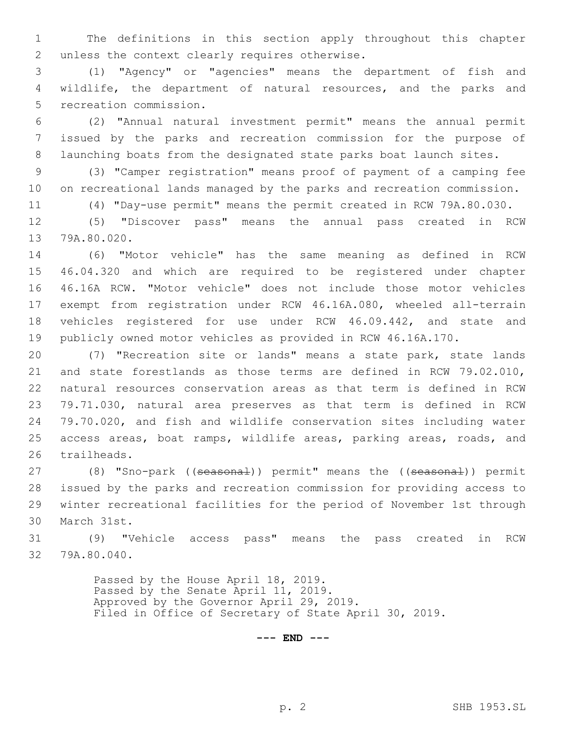The definitions in this section apply throughout this chapter unless the context clearly requires otherwise.

(1) "Agency" or "agencies" means the department of fish and wildlife, the department of natural resources, and the parks and recreation commission.

(2) "Annual natural investment permit" means the annual permit issued by the parks and recreation commission for the purpose of launching boats from the designated state parks boat launch sites.

(3) "Camper registration" means proof of payment of a camping fee on recreational lands managed by the parks and recreation commission.

(4) "Day-use permit" means the permit created in RCW 79A.80.030.

(5) "Discover pass" means the annual pass created in RCW 79A.80.020.

(6) "Motor vehicle" has the same meaning as defined in RCW 46.04.320 and which are required to be registered under chapter 46.16A RCW. "Motor vehicle" does not include those motor vehicles exempt from registration under RCW 46.16A.080, wheeled all-terrain vehicles registered for use under RCW 46.09.442, and state and publicly owned motor vehicles as provided in RCW 46.16A.170.

(7) "Recreation site or lands" means a state park, state lands and state forestlands as those terms are defined in RCW 79.02.010, natural resources conservation areas as that term is defined in RCW 79.71.030, natural area preserves as that term is defined in RCW 79.70.020, and fish and wildlife conservation sites including water access areas, boat ramps, wildlife areas, parking areas, roads, and trailheads.

(8) "Sno-park ((~~seasonal~~)) permit" means the ((~~seasonal~~)) permit issued by the parks and recreation commission for providing access to winter recreational facilities for the period of November 1st through March 31st.

(9) "Vehicle access pass" means the pass created in RCW 79A.80.040.

Passed by the House April 18, 2019.
Passed by the Senate April 11, 2019.
Approved by the Governor April 29, 2019.
Filed in Office of Secretary of State April 30, 2019.

**--- END ---**